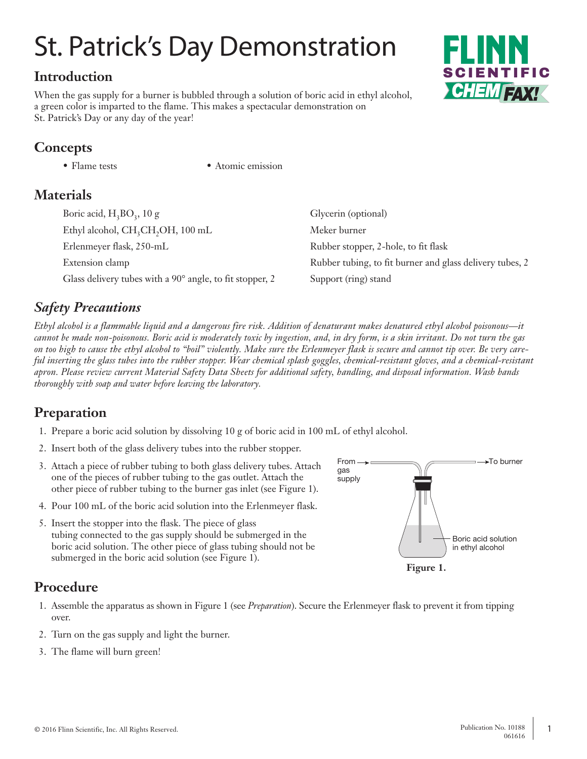# St. Patrick's Day Demonstration

## Introduction

When the gas supply for a burner is bubbled through a solution of boric acid in ethyl alcohol, a green color is imparted to the flame. This makes a spectacular demonstration on St. Patrick's Day or any day of the year!

## Concepts

- Flame tests
- Atomic emission

## Materials

- Boric acid, $H_3BO_3$, 10 g
- Ethyl alcohol, $CH_3CH_2OH$, 100 mL
- Erlenmeyer flask, 250-mL
- Extension clamp
- Glass delivery tubes with a 90° angle, to fit stopper, 2
- Glycerin (optional)
- Meker burner
- Rubber stopper, 2-hole, to fit flask
- Rubber tubing, to fit burner and glass delivery tubes, 2
- Support (ring) stand

## *Safety Precautions*

*Ethyl alcohol is a flammable liquid and a dangerous fire risk. Addition of denaturant makes denatured ethyl alcohol poisonous—it cannot be made non-poisonous. Boric acid is moderately toxic by ingestion, and, in dry form, is a skin irritant. Do not turn the gas on too high to cause the ethyl alcohol to "boil" violently. Make sure the Erlenmeyer flask is secure and cannot tip over. Be very careful inserting the glass tubes into the rubber stopper. Wear chemical splash goggles, chemical-resistant gloves, and a chemical-resistant apron. Please review current Material Safety Data Sheets for additional safety, handling, and disposal information. Wash hands thoroughly with soap and water before leaving the laboratory.*

## Preparation

1. Prepare a boric acid solution by dissolving 10 g of boric acid in 100 mL of ethyl alcohol.
2. Insert both of the glass delivery tubes into the rubber stopper.
3. Attach a piece of rubber tubing to both glass delivery tubes. Attach one of the pieces of rubber tubing to the gas outlet. Attach the other piece of rubber tubing to the burner gas inlet (see Figure 1).
4. Pour 100 mL of the boric acid solution into the Erlenmeyer flask.
5. Insert the stopper into the flask. The piece of glass tubing connected to the gas supply should be submerged in the boric acid solution. The other piece of glass tubing should not be submerged in the boric acid solution (see Figure 1).

From gas supply → To burner

Boric acid solution in ethyl alcohol

**Figure 1.**

## Procedure

1. Assemble the apparatus as shown in Figure 1 (see *Preparation*). Secure the Erlenmeyer flask to prevent it from tipping over.
2. Turn on the gas supply and light the burner.
3. The flame will burn green!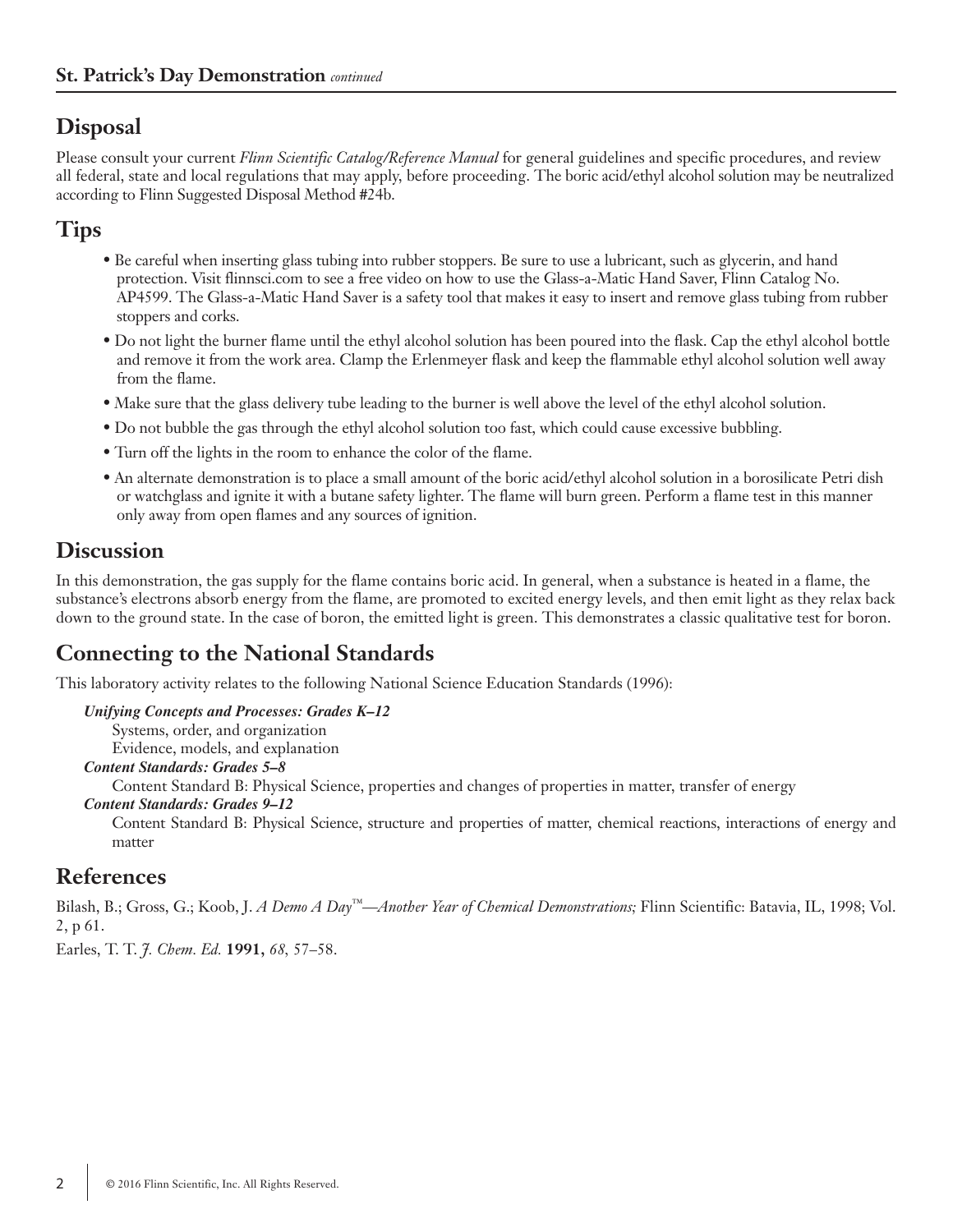## Disposal

Please consult your current *Flinn Scientific Catalog/Reference Manual* for general guidelines and specific procedures, and review all federal, state and local regulations that may apply, before proceeding. The boric acid/ethyl alcohol solution may be neutralized according to Flinn Suggested Disposal Method #24b.

## Tips

- Be careful when inserting glass tubing into rubber stoppers. Be sure to use a lubricant, such as glycerin, and hand protection. Visit flinnsci.com to see a free video on how to use the Glass-a-Matic Hand Saver, Flinn Catalog No. AP4599. The Glass-a-Matic Hand Saver is a safety tool that makes it easy to insert and remove glass tubing from rubber stoppers and corks.
- Do not light the burner flame until the ethyl alcohol solution has been poured into the flask. Cap the ethyl alcohol bottle and remove it from the work area. Clamp the Erlenmeyer flask and keep the flammable ethyl alcohol solution well away from the flame.
- Make sure that the glass delivery tube leading to the burner is well above the level of the ethyl alcohol solution.
- Do not bubble the gas through the ethyl alcohol solution too fast, which could cause excessive bubbling.
- Turn off the lights in the room to enhance the color of the flame.
- An alternate demonstration is to place a small amount of the boric acid/ethyl alcohol solution in a borosilicate Petri dish or watchglass and ignite it with a butane safety lighter. The flame will burn green. Perform a flame test in this manner only away from open flames and any sources of ignition.

## Discussion

In this demonstration, the gas supply for the flame contains boric acid. In general, when a substance is heated in a flame, the substance's electrons absorb energy from the flame, are promoted to excited energy levels, and then emit light as they relax back down to the ground state. In the case of boron, the emitted light is green. This demonstrates a classic qualitative test for boron.

## Connecting to the National Standards

This laboratory activity relates to the following National Science Education Standards (1996):

***Unifying Concepts and Processes: Grades K–12***
Systems, order, and organization
Evidence, models, and explanation

***Content Standards: Grades 5–8***
Content Standard B: Physical Science, properties and changes of properties in matter, transfer of energy

***Content Standards: Grades 9–12***
Content Standard B: Physical Science, structure and properties of matter, chemical reactions, interactions of energy and matter

## References

Bilash, B.; Gross, G.; Koob, J. *A Demo A Day™—Another Year of Chemical Demonstrations;* Flinn Scientific: Batavia, IL, 1998; Vol. 2, p 61.

Earles, T. T. *J. Chem. Ed.* **1991,** *68*, 57–58.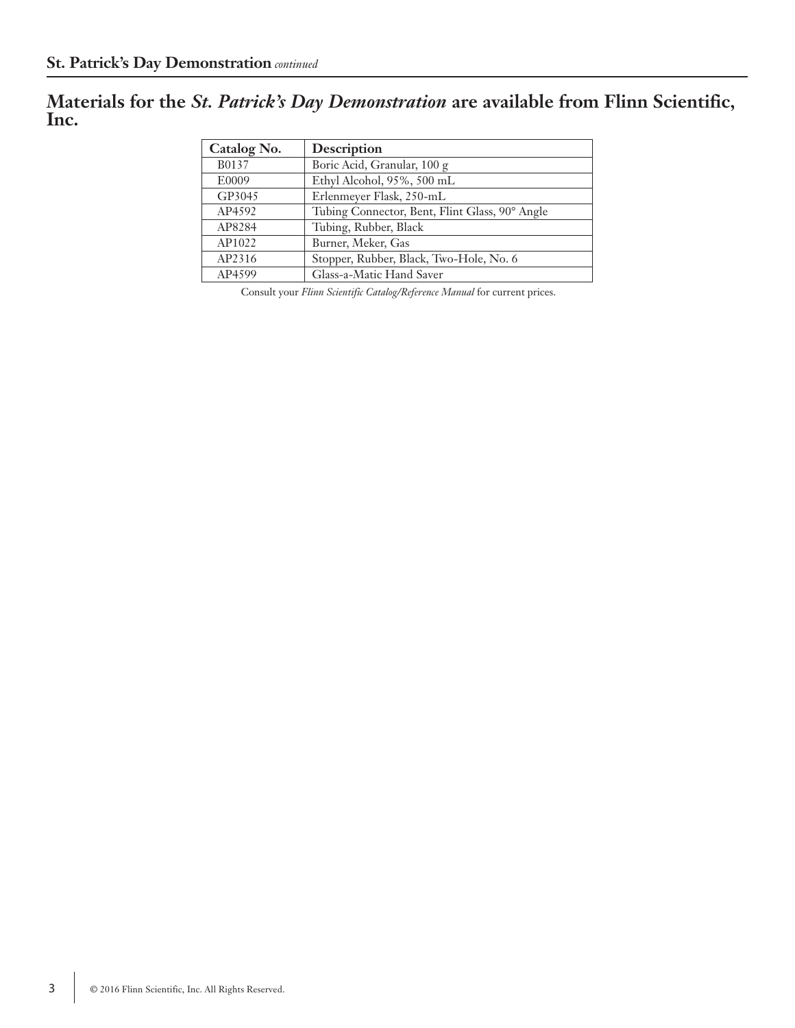## Materials for the *St. Patrick's Day Demonstration* are available from Flinn Scientific, Inc.

| Catalog No. | Description |
|---|---|
| B0137 | Boric Acid, Granular, 100 g |
| E0009 | Ethyl Alcohol, 95%, 500 mL |
| GP3045 | Erlenmeyer Flask, 250-mL |
| AP4592 | Tubing Connector, Bent, Flint Glass, 90° Angle |
| AP8284 | Tubing, Rubber, Black |
| AP1022 | Burner, Meker, Gas |
| AP2316 | Stopper, Rubber, Black, Two-Hole, No. 6 |
| AP4599 | Glass-a-Matic Hand Saver |

Consult your *Flinn Scientific Catalog/Reference Manual* for current prices.

© 2016 Flinn Scientific, Inc. All Rights Reserved.